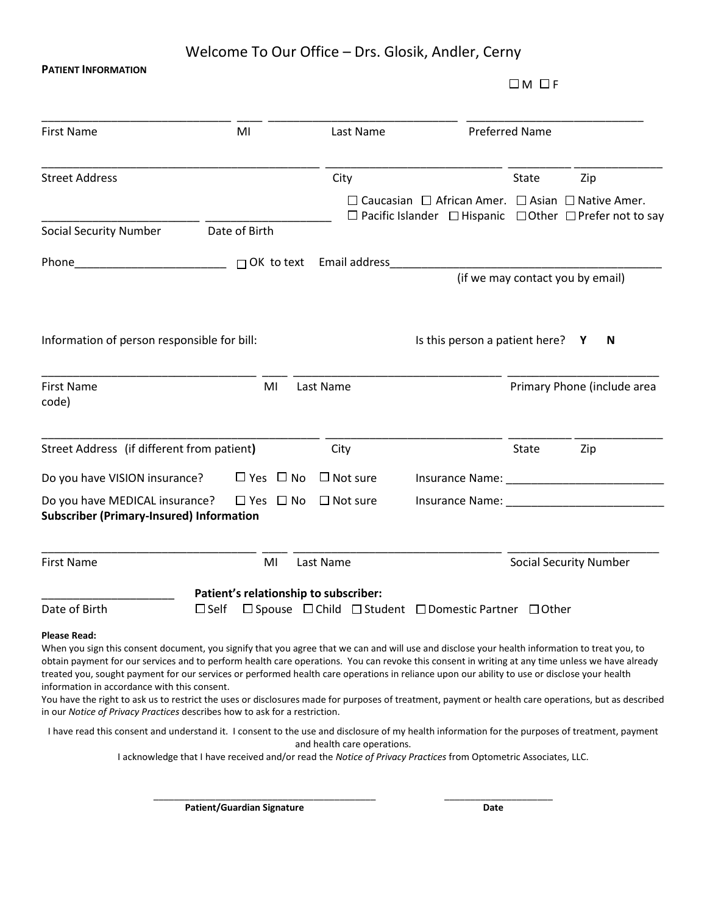# Welcome To Our Office – Drs. Glosik, Andler, Cerny

**PATIENT INFORMATION**

☐ M ☐ F

| | | | |
|---|---|---|---|
| _____________________________ | ____ | _____________________________ | ___________________________ |
| First Name | MI | Last Name | Preferred Name |

| | | | |
|---|---|---|---|
| ___________________________________________ | ___________________________ | __________ | _____________ |
| Street Address | City | State | Zip |

☐ Caucasian ☐ African Amer. ☐ Asian ☐ Native Amer.
☐ Pacific Islander ☐ Hispanic ☐ Other ☐ Prefer not to say

| | |
|---|---|
| ________________________ | ___________________ |
| Social Security Number | Date of Birth |

Phone_______________________ ☐ OK to text Email address__________________________________________
(if we may contact you by email)

Information of person responsible for bill: Is this person a patient here? **Y** **N**

| | | | |
|---|---|---|---|
| _________________________________ | ____ | _________________________________ | _______________________ |
| First Name | MI | Last Name | Primary Phone (include area code) |

| | | | |
|---|---|---|---|
| ___________________________________________ | ___________________________ | __________ | _____________ |
| Street Address (if different from patient**)** | City | State | Zip |

Do you have VISION insurance? ☐ Yes ☐ No ☐ Not sure Insurance Name: _________________________

Do you have MEDICAL insurance? ☐ Yes ☐ No ☐ Not sure Insurance Name: _________________________

**Subscriber (Primary-Insured) Information**

| | | | |
|---|---|---|---|
| _________________________________ | ____ | _________________________________ | _______________________ |
| First Name | MI | Last Name | Social Security Number |

_____________________
Date of Birth

**Patient's relationship to subscriber:**
☐ Self ☐ Spouse ☐ Child ☐ Student ☐ Domestic Partner ☐ Other

**Please Read:**
When you sign this consent document, you signify that you agree that we can and will use and disclose your health information to treat you, to obtain payment for our services and to perform health care operations. You can revoke this consent in writing at any time unless we have already treated you, sought payment for our services or performed health care operations in reliance upon our ability to use or disclose your health information in accordance with this consent.
You have the right to ask us to restrict the uses or disclosures made for purposes of treatment, payment or health care operations, but as described in our *Notice of Privacy Practices* describes how to ask for a restriction.

I have read this consent and understand it. I consent to the use and disclosure of my health information for the purposes of treatment, payment and health care operations.
I acknowledge that I have received and/or read the *Notice of Privacy Practices* from Optometric Associates, LLC.

| | |
|---|---|
| ___________________________________________ | ____________________ |
| **Patient/Guardian Signature** | **Date** |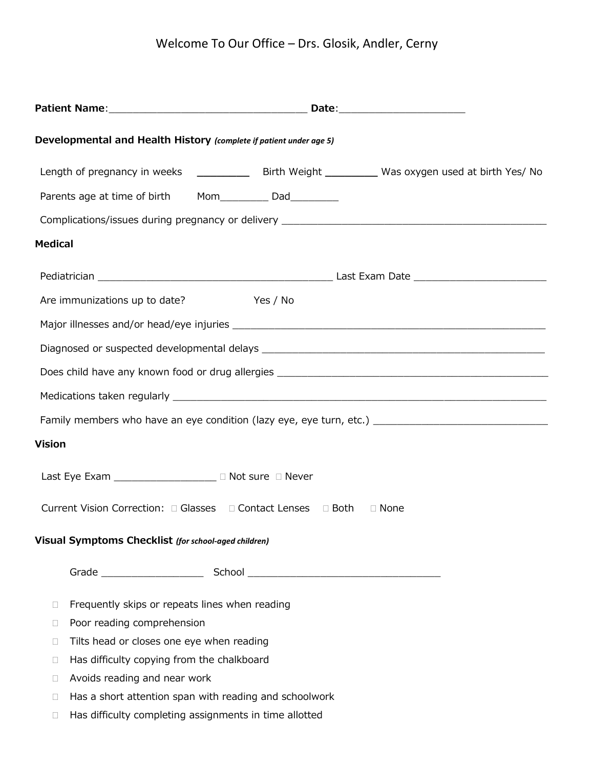# Welcome To Our Office – Drs. Glosik, Andler, Cerny

**Patient Name**:_______________________________ **Date**:____________________

**Developmental and Health History** ***(complete if patient under age 5)***

Length of pregnancy in weeks ________ Birth Weight ________ Was oxygen used at birth Yes/ No

Parents age at time of birth Mom________ Dad________

Complications/issues during pregnancy or delivery ______________________________________________

**Medical**

Pediatrician ________________________________________ Last Exam Date ______________________

Are immunizations up to date? Yes / No

Major illnesses and/or head/eye injuries ____________________________________________________

Diagnosed or suspected developmental delays ________________________________________________

Does child have any known food or drug allergies ____________________________________________

Medications taken regularly ______________________________________________________________

Family members who have an eye condition (lazy eye, eye turn, etc.) ______________________________

**Vision**

Last Eye Exam _________________ ☐ Not sure ☐ Never

Current Vision Correction: ☐ Glasses ☐ Contact Lenses ☐ Both ☐ None

**Visual Symptoms Checklist** ***(for school-aged children)***

Grade _________________ School ________________________________

- ☐ Frequently skips or repeats lines when reading
- ☐ Poor reading comprehension
- ☐ Tilts head or closes one eye when reading
- ☐ Has difficulty copying from the chalkboard
- ☐ Avoids reading and near work
- ☐ Has a short attention span with reading and schoolwork
- ☐ Has difficulty completing assignments in time allotted